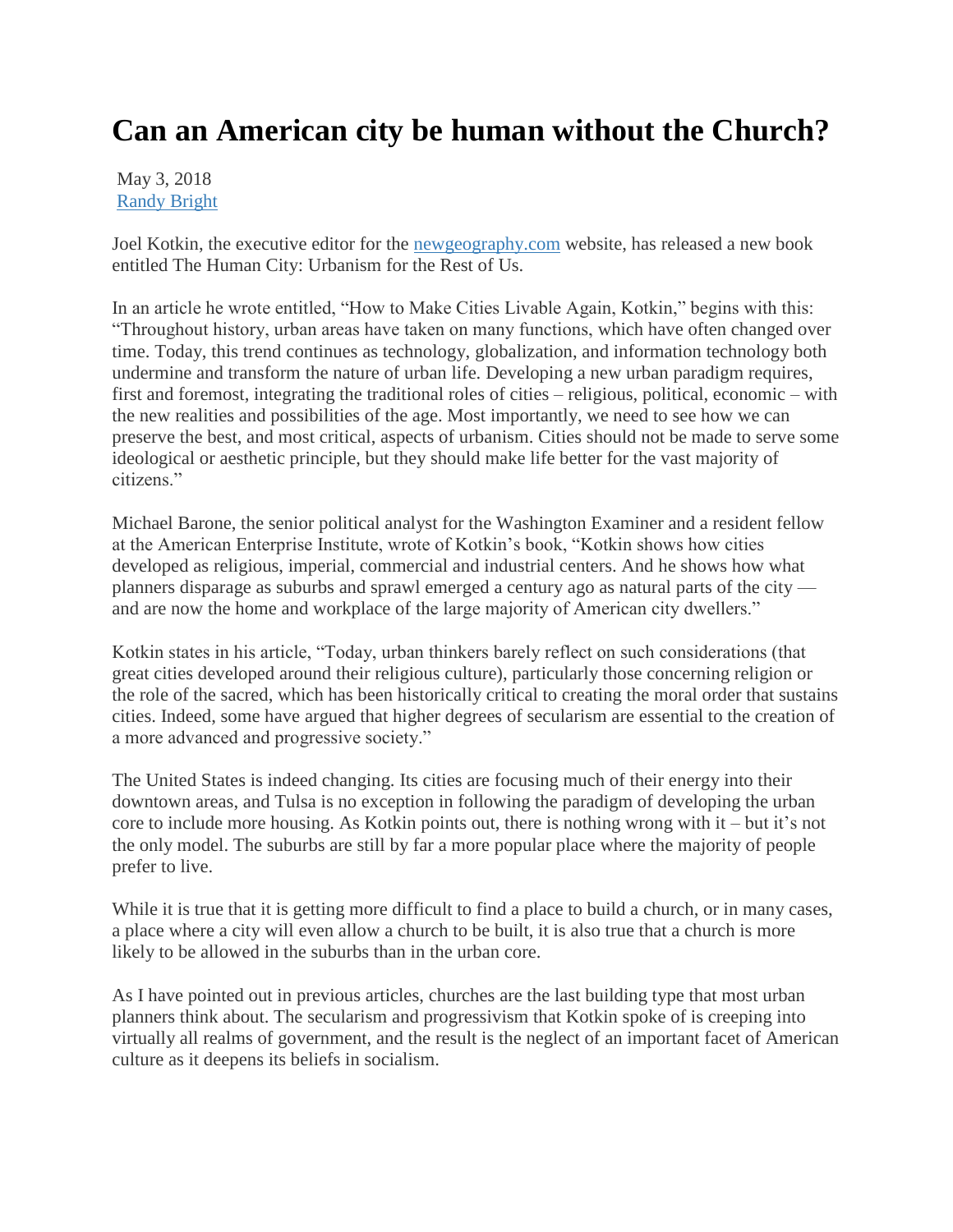# Can an American city be human without the Church?

May 3, 2018
[Randy Bright]

Joel Kotkin, the executive editor for the [newgeography.com] website, has released a new book entitled The Human City: Urbanism for the Rest of Us.

In an article he wrote entitled, "How to Make Cities Livable Again, Kotkin," begins with this: "Throughout history, urban areas have taken on many functions, which have often changed over time. Today, this trend continues as technology, globalization, and information technology both undermine and transform the nature of urban life. Developing a new urban paradigm requires, first and foremost, integrating the traditional roles of cities – religious, political, economic – with the new realities and possibilities of the age. Most importantly, we need to see how we can preserve the best, and most critical, aspects of urbanism. Cities should not be made to serve some ideological or aesthetic principle, but they should make life better for the vast majority of citizens."

Michael Barone, the senior political analyst for the Washington Examiner and a resident fellow at the American Enterprise Institute, wrote of Kotkin's book, "Kotkin shows how cities developed as religious, imperial, commercial and industrial centers. And he shows how what planners disparage as suburbs and sprawl emerged a century ago as natural parts of the city — and are now the home and workplace of the large majority of American city dwellers."

Kotkin states in his article, "Today, urban thinkers barely reflect on such considerations (that great cities developed around their religious culture), particularly those concerning religion or the role of the sacred, which has been historically critical to creating the moral order that sustains cities. Indeed, some have argued that higher degrees of secularism are essential to the creation of a more advanced and progressive society."

The United States is indeed changing. Its cities are focusing much of their energy into their downtown areas, and Tulsa is no exception in following the paradigm of developing the urban core to include more housing. As Kotkin points out, there is nothing wrong with it – but it's not the only model. The suburbs are still by far a more popular place where the majority of people prefer to live.

While it is true that it is getting more difficult to find a place to build a church, or in many cases, a place where a city will even allow a church to be built, it is also true that a church is more likely to be allowed in the suburbs than in the urban core.

As I have pointed out in previous articles, churches are the last building type that most urban planners think about. The secularism and progressivism that Kotkin spoke of is creeping into virtually all realms of government, and the result is the neglect of an important facet of American culture as it deepens its beliefs in socialism.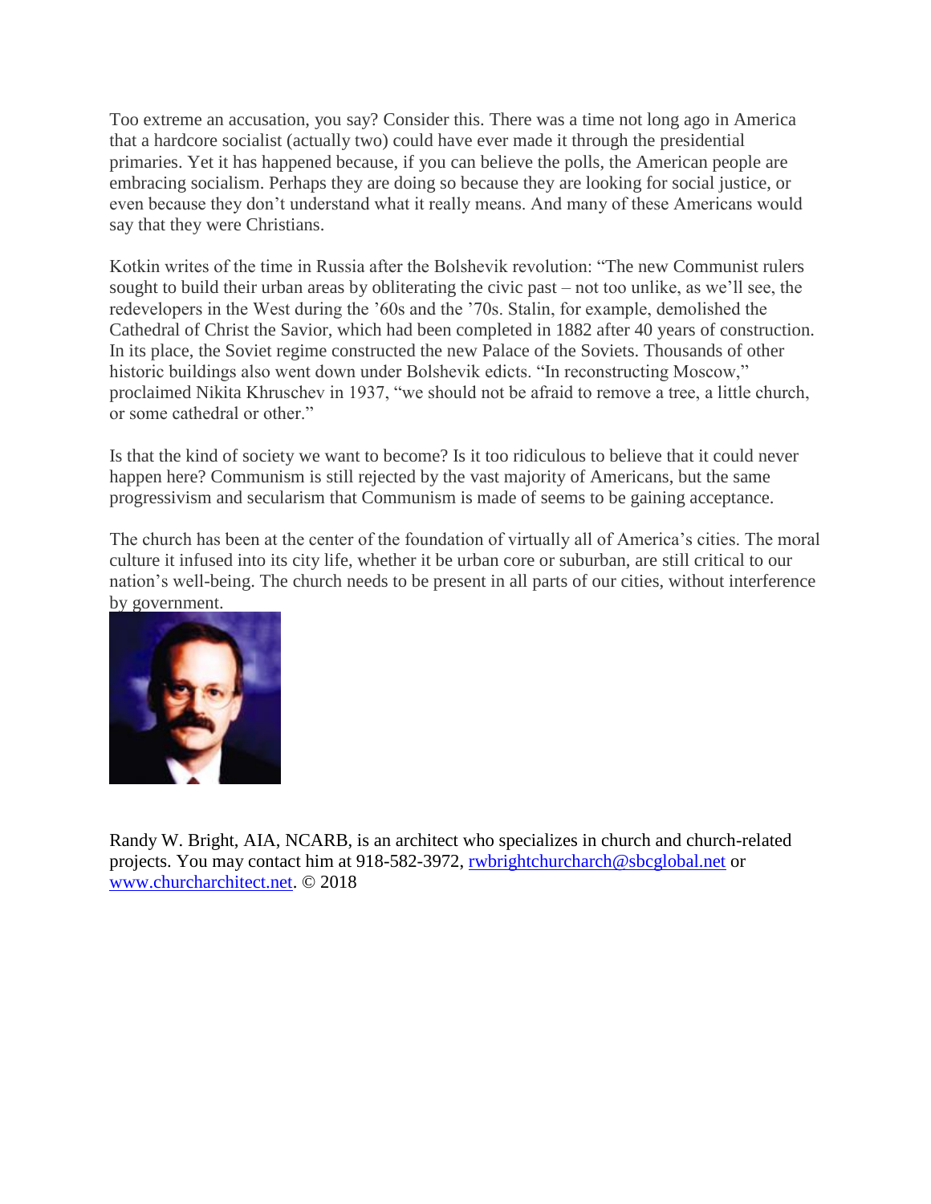Too extreme an accusation, you say? Consider this. There was a time not long ago in America that a hardcore socialist (actually two) could have ever made it through the presidential primaries. Yet it has happened because, if you can believe the polls, the American people are embracing socialism. Perhaps they are doing so because they are looking for social justice, or even because they don't understand what it really means. And many of these Americans would say that they were Christians.

Kotkin writes of the time in Russia after the Bolshevik revolution: "The new Communist rulers sought to build their urban areas by obliterating the civic past – not too unlike, as we'll see, the redevelopers in the West during the '60s and the '70s. Stalin, for example, demolished the Cathedral of Christ the Savior, which had been completed in 1882 after 40 years of construction. In its place, the Soviet regime constructed the new Palace of the Soviets. Thousands of other historic buildings also went down under Bolshevik edicts. "In reconstructing Moscow," proclaimed Nikita Khruschev in 1937, "we should not be afraid to remove a tree, a little church, or some cathedral or other."

Is that the kind of society we want to become? Is it too ridiculous to believe that it could never happen here? Communism is still rejected by the vast majority of Americans, but the same progressivism and secularism that Communism is made of seems to be gaining acceptance.

The church has been at the center of the foundation of virtually all of America's cities. The moral culture it infused into its city life, whether it be urban core or suburban, are still critical to our nation's well-being. The church needs to be present in all parts of our cities, without interference by government.

Randy W. Bright, AIA, NCARB, is an architect who specializes in church and church-related projects. You may contact him at 918-582-3972, rwbrightchurcharch@sbcglobal.net or www.churcharchitect.net. © 2018